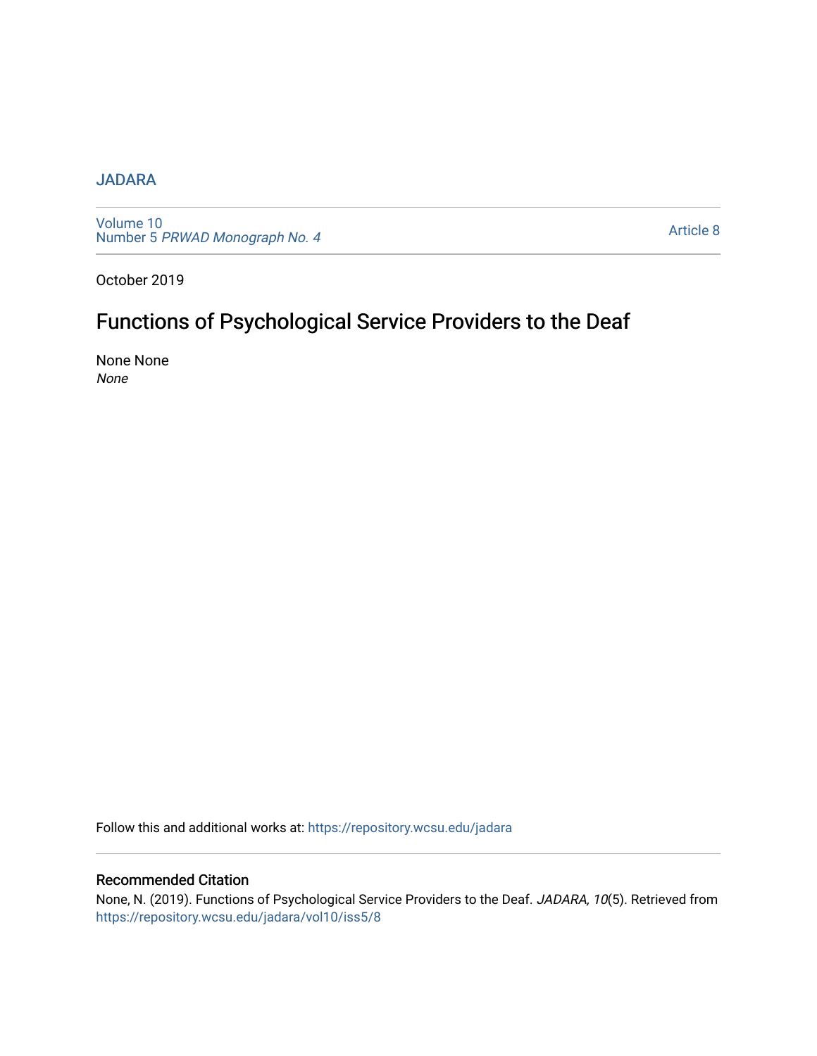JADARA

Volume 10
Number 5 *PRWAD Monograph No. 4*

Article 8

October 2019

# Functions of Psychological Service Providers to the Deaf

None None
*None*

Follow this and additional works at: https://repository.wcsu.edu/jadara

## Recommended Citation

None, N. (2019). Functions of Psychological Service Providers to the Deaf. *JADARA, 10*(5). Retrieved from https://repository.wcsu.edu/jadara/vol10/iss5/8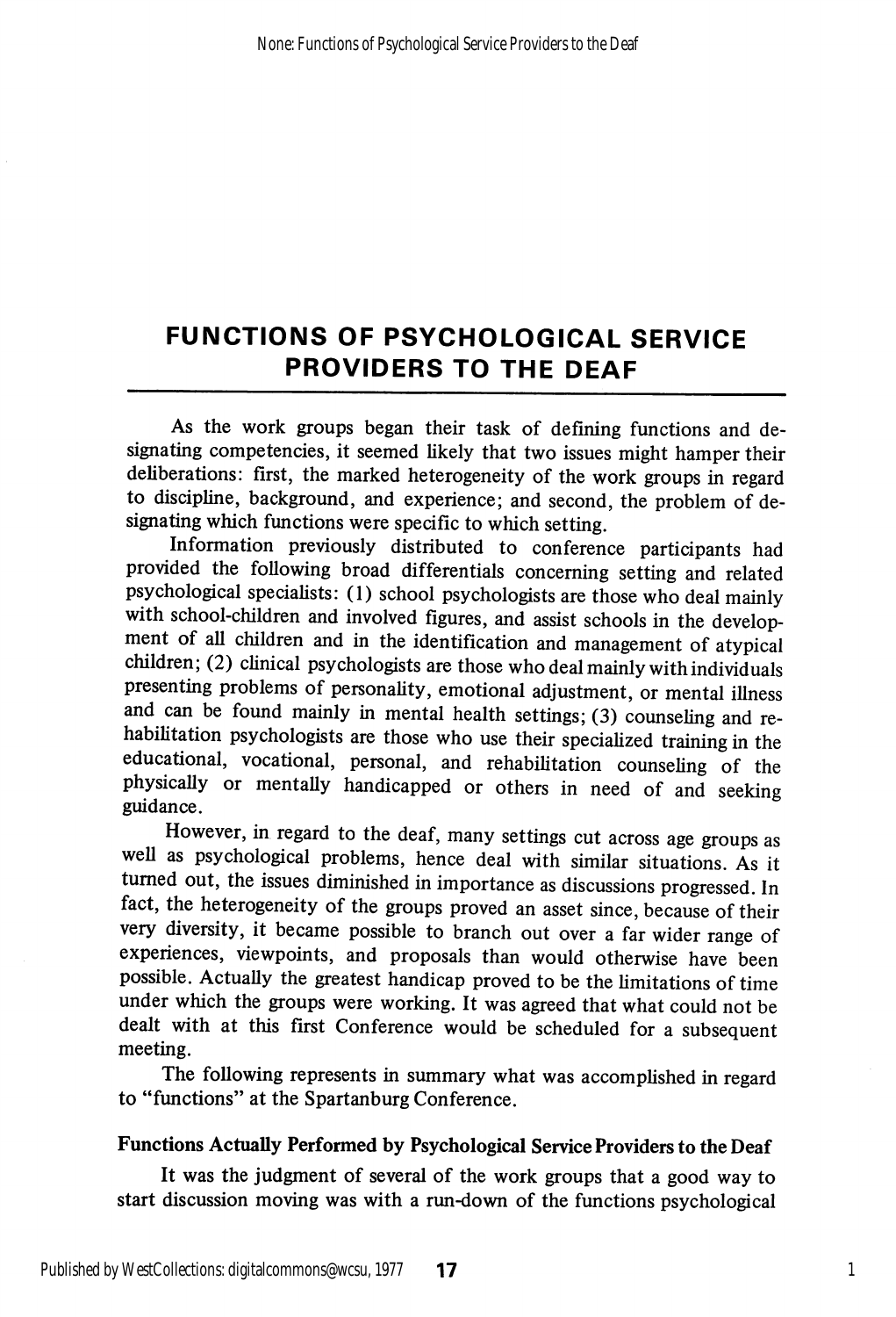# FUNCTIONS OF PSYCHOLOGICAL SERVICE PROVIDERS TO THE DEAF

As the work groups began their task of defining functions and designating competencies, it seemed likely that two issues might hamper their deliberations: first, the marked heterogeneity of the work groups in regard to discipline, background, and experience; and second, the problem of designating which functions were specific to which setting.

Information previously distributed to conference participants had provided the following broad differentials concerning setting and related psychological specialists: (1) school psychologists are those who deal mainly with school-children and involved figures, and assist schools in the development of all children and in the identification and management of atypical children; (2) clinical psychologists are those who deal mainly with individuals presenting problems of personality, emotional adjustment, or mental illness and can be found mainly in mental health settings; (3) counseling and rehabilitation psychologists are those who use their specialized training in the educational, vocational, personal, and rehabilitation counseling of the physically or mentally handicapped or others in need of and seeking guidance.

However, in regard to the deaf, many settings cut across age groups as well as psychological problems, hence deal with similar situations. As it turned out, the issues diminished in importance as discussions progressed. In fact, the heterogeneity of the groups proved an asset since, because of their very diversity, it became possible to branch out over a far wider range of experiences, viewpoints, and proposals than would otherwise have been possible. Actually the greatest handicap proved to be the limitations of time under which the groups were working. It was agreed that what could not be dealt with at this first Conference would be scheduled for a subsequent meeting.

The following represents in summary what was accomplished in regard to "functions" at the Spartanburg Conference.

### Functions Actually Performed by Psychological Service Providers to the Deaf

It was the judgment of several of the work groups that a good way to start discussion moving was with a run-down of the functions psychological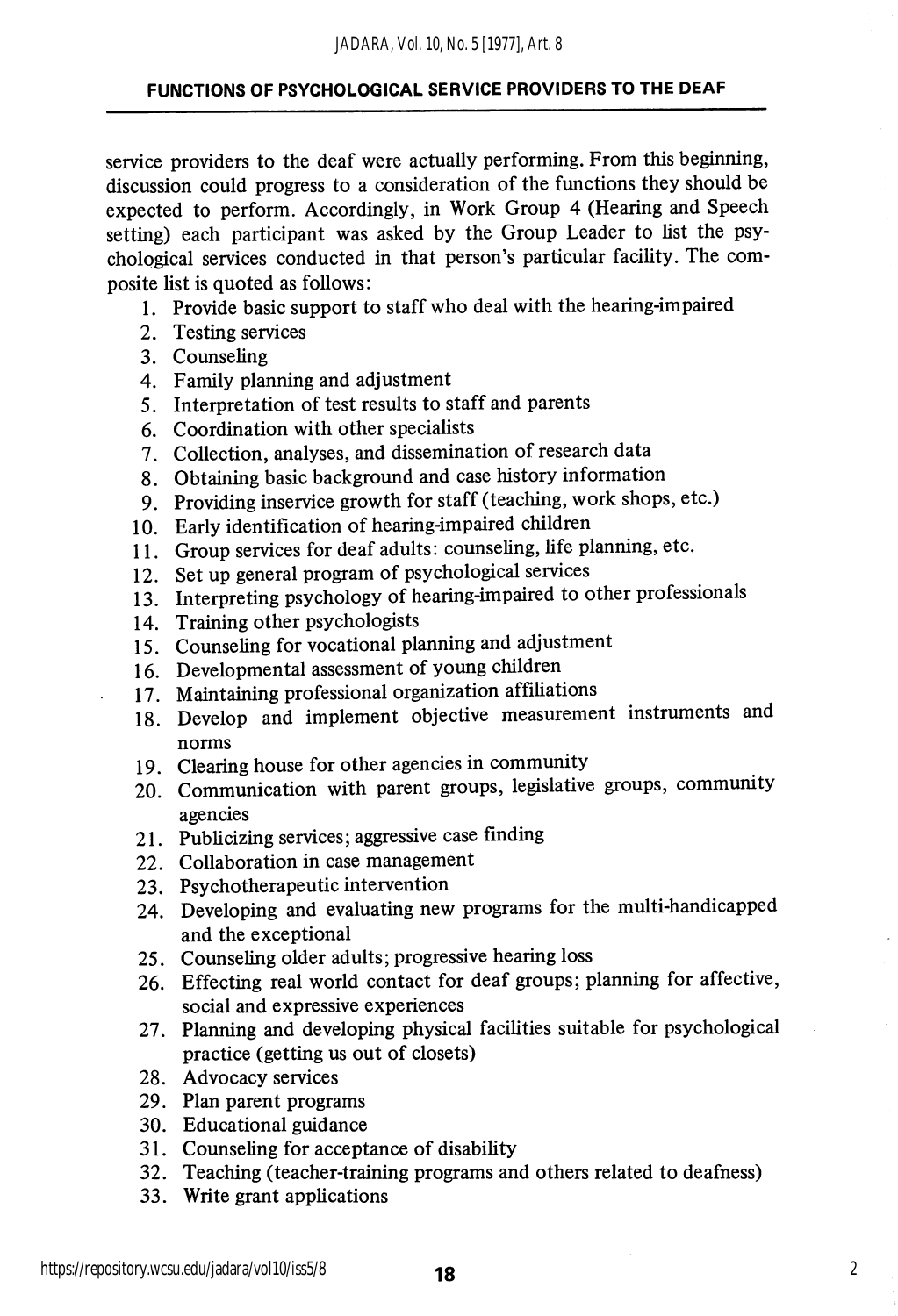service providers to the deaf were actually performing. From this beginning, discussion could progress to a consideration of the functions they should be expected to perform. Accordingly, in Work Group 4 (Hearing and Speech setting) each participant was asked by the Group Leader to list the psychological services conducted in that person's particular facility. The composite list is quoted as follows:

1. Provide basic support to staff who deal with the hearing-impaired
2. Testing services
3. Counseling
4. Family planning and adjustment
5. Interpretation of test results to staff and parents
6. Coordination with other specialists
7. Collection, analyses, and dissemination of research data
8. Obtaining basic background and case history information
9. Providing inservice growth for staff (teaching, work shops, etc.)
10. Early identification of hearing-impaired children
11. Group services for deaf adults: counseling, life planning, etc.
12. Set up general program of psychological services
13. Interpreting psychology of hearing-impaired to other professionals
14. Training other psychologists
15. Counseling for vocational planning and adjustment
16. Developmental assessment of young children
17. Maintaining professional organization affiliations
18. Develop and implement objective measurement instruments and norms
19. Clearing house for other agencies in community
20. Communication with parent groups, legislative groups, community agencies
21. Publicizing services; aggressive case finding
22. Collaboration in case management
23. Psychotherapeutic intervention
24. Developing and evaluating new programs for the multi-handicapped and the exceptional
25. Counseling older adults; progressive hearing loss
26. Effecting real world contact for deaf groups; planning for affective, social and expressive experiences
27. Planning and developing physical facilities suitable for psychological practice (getting us out of closets)
28. Advocacy services
29. Plan parent programs
30. Educational guidance
31. Counseling for acceptance of disability
32. Teaching (teacher-training programs and others related to deafness)
33. Write grant applications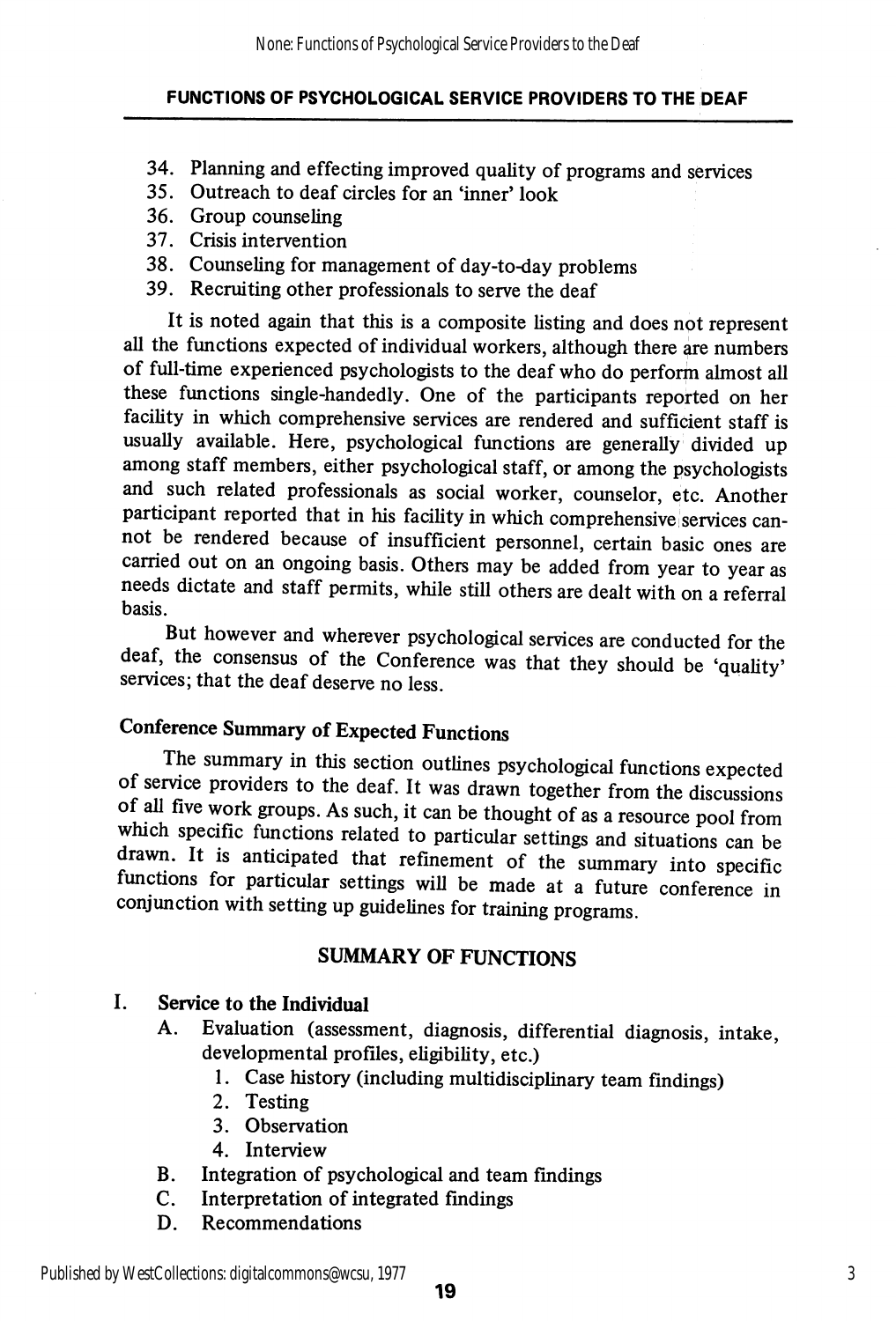34. Planning and effecting improved quality of programs and services
35. Outreach to deaf circles for an 'inner' look
36. Group counseling
37. Crisis intervention
38. Counseling for management of day-to-day problems
39. Recruiting other professionals to serve the deaf

It is noted again that this is a composite listing and does not represent all the functions expected of individual workers, although there are numbers of full-time experienced psychologists to the deaf who do perform almost all these functions single-handedly. One of the participants reported on her facility in which comprehensive services are rendered and sufficient staff is usually available. Here, psychological functions are generally divided up among staff members, either psychological staff, or among the psychologists and such related professionals as social worker, counselor, etc. Another participant reported that in his facility in which comprehensive services cannot be rendered because of insufficient personnel, certain basic ones are carried out on an ongoing basis. Others may be added from year to year as needs dictate and staff permits, while still others are dealt with on a referral basis.

But however and wherever psychological services are conducted for the deaf, the consensus of the Conference was that they should be 'quality' services; that the deaf deserve no less.

## Conference Summary of Expected Functions

The summary in this section outlines psychological functions expected of service providers to the deaf. It was drawn together from the discussions of all five work groups. As such, it can be thought of as a resource pool from which specific functions related to particular settings and situations can be drawn. It is anticipated that refinement of the summary into specific functions for particular settings will be made at a future conference in conjunction with setting up guidelines for training programs.

### SUMMARY OF FUNCTIONS

I. **Service to the Individual**
   - A. Evaluation (assessment, diagnosis, differential diagnosis, intake, developmental profiles, eligibility, etc.)
     1. Case history (including multidisciplinary team findings)
     2. Testing
     3. Observation
     4. Interview
   - B. Integration of psychological and team findings
   - C. Interpretation of integrated findings
   - D. Recommendations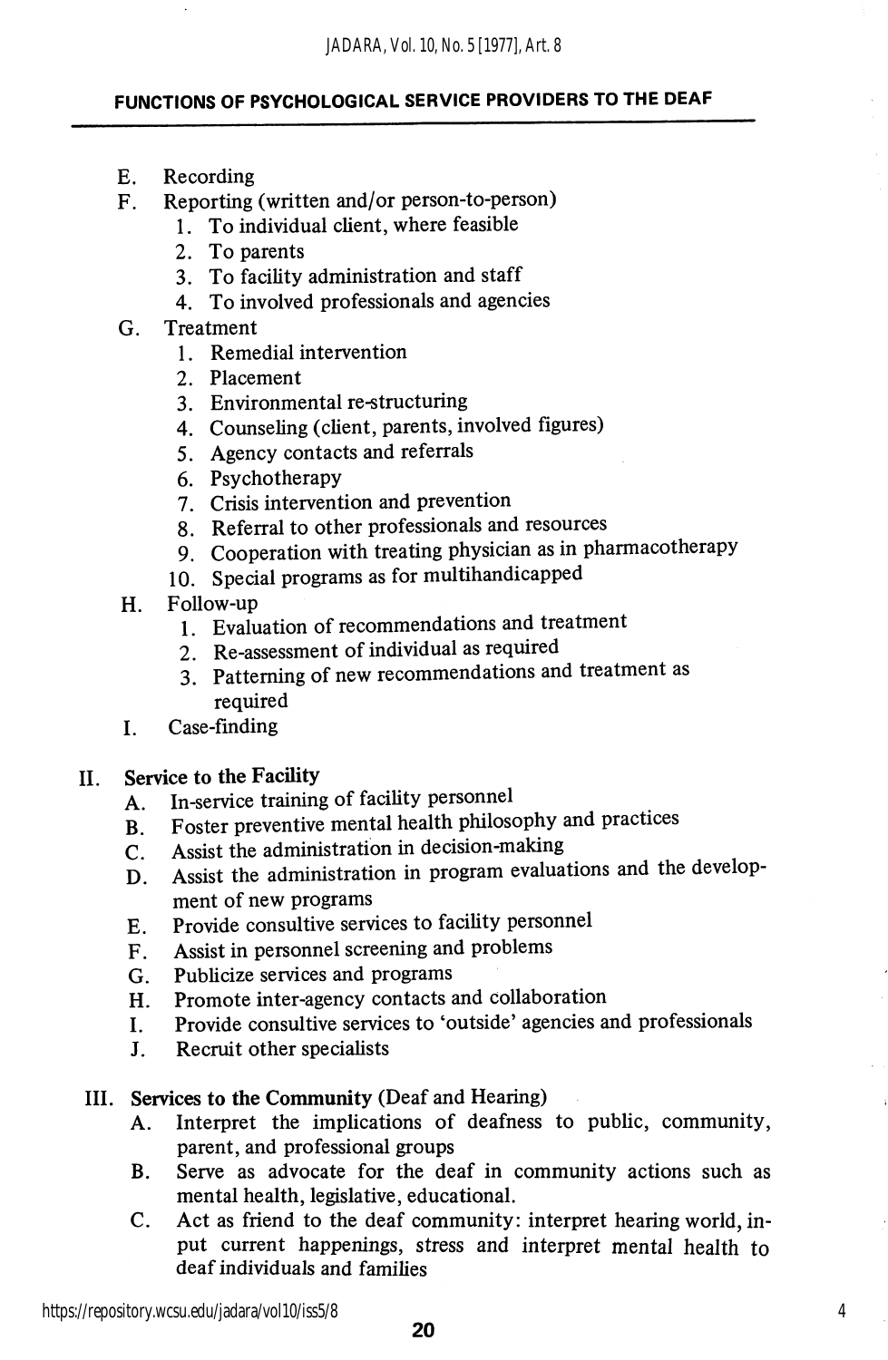E. Recording

F. Reporting (written and/or person-to-person)
   1. To individual client, where feasible
   2. To parents
   3. To facility administration and staff
   4. To involved professionals and agencies

G. Treatment
   1. Remedial intervention
   2. Placement
   3. Environmental re-structuring
   4. Counseling (client, parents, involved figures)
   5. Agency contacts and referrals
   6. Psychotherapy
   7. Crisis intervention and prevention
   8. Referral to other professionals and resources
   9. Cooperation with treating physician as in pharmacotherapy
   10. Special programs as for multihandicapped

H. Follow-up
   1. Evaluation of recommendations and treatment
   2. Re-assessment of individual as required
   3. Patterning of new recommendations and treatment as required

I. Case-finding

II. **Service to the Facility**

A. In-service training of facility personnel

B. Foster preventive mental health philosophy and practices

C. Assist the administration in decision-making

D. Assist the administration in program evaluations and the development of new programs

E. Provide consultive services to facility personnel

F. Assist in personnel screening and problems

G. Publicize services and programs

H. Promote inter-agency contacts and collaboration

I. Provide consultive services to 'outside' agencies and professionals

J. Recruit other specialists

III. **Services to the Community** (Deaf and Hearing)

A. Interpret the implications of deafness to public, community, parent, and professional groups

B. Serve as advocate for the deaf in community actions such as mental health, legislative, educational.

C. Act as friend to the deaf community: interpret hearing world, input current happenings, stress and interpret mental health to deaf individuals and families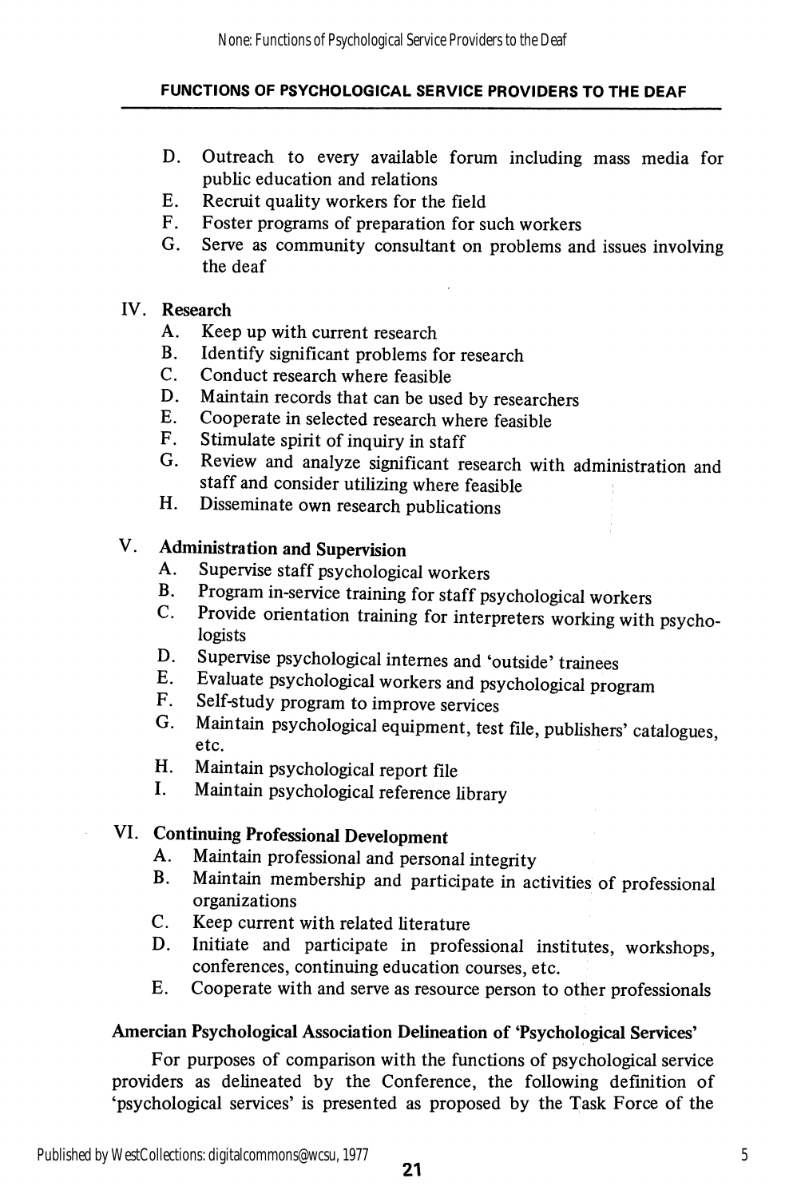D. Outreach to every available forum including mass media for public education and relations
E. Recruit quality workers for the field
F. Foster programs of preparation for such workers
G. Serve as community consultant on problems and issues involving the deaf

IV. **Research**

A. Keep up with current research
B. Identify significant problems for research
C. Conduct research where feasible
D. Maintain records that can be used by researchers
E. Cooperate in selected research where feasible
F. Stimulate spirit of inquiry in staff
G. Review and analyze significant research with administration and staff and consider utilizing where feasible
H. Disseminate own research publications

V. **Administration and Supervision**

A. Supervise staff psychological workers
B. Program in-service training for staff psychological workers
C. Provide orientation training for interpreters working with psychologists
D. Supervise psychological internes and 'outside' trainees
E. Evaluate psychological workers and psychological program
F. Self-study program to improve services
G. Maintain psychological equipment, test file, publishers' catalogues, etc.
H. Maintain psychological report file
I. Maintain psychological reference library

VI. **Continuing Professional Development**

A. Maintain professional and personal integrity
B. Maintain membership and participate in activities of professional organizations
C. Keep current with related literature
D. Initiate and participate in professional institutes, workshops, conferences, continuing education courses, etc.
E. Cooperate with and serve as resource person to other professionals

### Amercian Psychological Association Delineation of 'Psychological Services'

For purposes of comparison with the functions of psychological service providers as delineated by the Conference, the following definition of 'psychological services' is presented as proposed by the Task Force of the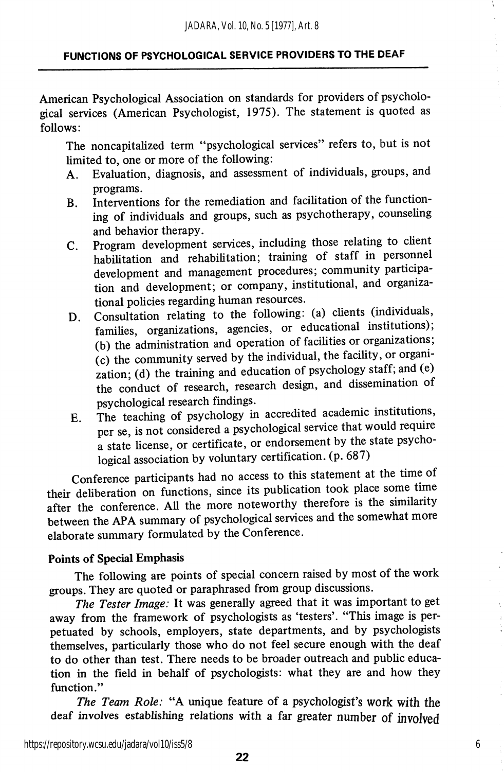American Psychological Association on standards for providers of psychological services (American Psychologist, 1975). The statement is quoted as follows:

> The noncapitalized term "psychological services" refers to, but is not limited to, one or more of the following:
>
> A. Evaluation, diagnosis, and assessment of individuals, groups, and programs.
>
> B. Interventions for the remediation and facilitation of the functioning of individuals and groups, such as psychotherapy, counseling and behavior therapy.
>
> C. Program development services, including those relating to client habilitation and rehabilitation; training of staff in personnel development and management procedures; community participation and development; or company, institutional, and organizational policies regarding human resources.
>
> D. Consultation relating to the following: (a) clients (individuals, families, organizations, agencies, or educational institutions); (b) the administration and operation of facilities or organizations; (c) the community served by the individual, the facility, or organization; (d) the training and education of psychology staff; and (e) the conduct of research, research design, and dissemination of psychological research findings.
>
> E. The teaching of psychology in accredited academic institutions, per se, is not considered a psychological service that would require a state license, or certificate, or endorsement by the state psychological association by voluntary certification. (p. 687)

Conference participants had no access to this statement at the time of their deliberation on functions, since its publication took place some time after the conference. All the more noteworthy therefore is the similarity between the APA summary of psychological services and the somewhat more elaborate summary formulated by the Conference.

### Points of Special Emphasis

The following are points of special concern raised by most of the work groups. They are quoted or paraphrased from group discussions.

*The Tester Image:* It was generally agreed that it was important to get away from the framework of psychologists as 'testers'. "This image is perpetuated by schools, employers, state departments, and by psychologists themselves, particularly those who do not feel secure enough with the deaf to do other than test. There needs to be broader outreach and public education in the field in behalf of psychologists: what they are and how they function."

*The Team Role:* "A unique feature of a psychologist's work with the deaf involves establishing relations with a far greater number of involved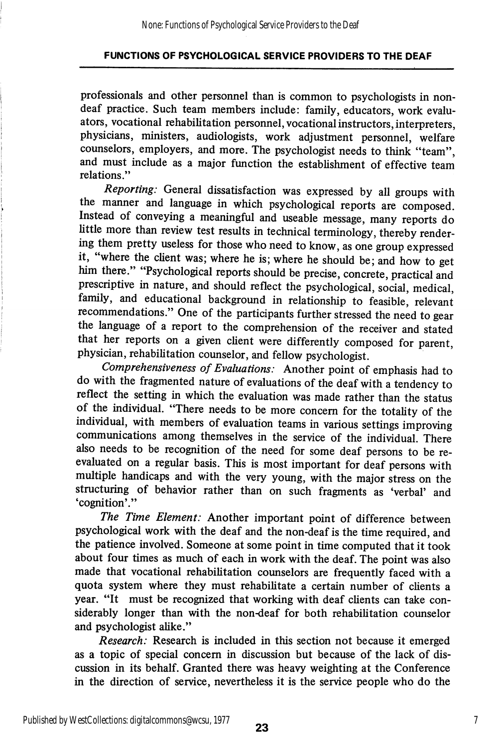professionals and other personnel than is common to psychologists in non-deaf practice. Such team members include: family, educators, work evaluators, vocational rehabilitation personnel, vocational instructors, interpreters, physicians, ministers, audiologists, work adjustment personnel, welfare counselors, employers, and more. The psychologist needs to think "team", and must include as a major function the establishment of effective team relations."

*Reporting:* General dissatisfaction was expressed by all groups with the manner and language in which psychological reports are composed. Instead of conveying a meaningful and useable message, many reports do little more than review test results in technical terminology, thereby rendering them pretty useless for those who need to know, as one group expressed it, "where the client was; where he is; where he should be; and how to get him there." "Psychological reports should be precise, concrete, practical and prescriptive in nature, and should reflect the psychological, social, medical, family, and educational background in relationship to feasible, relevant recommendations." One of the participants further stressed the need to gear the language of a report to the comprehension of the receiver and stated that her reports on a given client were differently composed for parent, physician, rehabilitation counselor, and fellow psychologist.

*Comprehensiveness of Evaluations:* Another point of emphasis had to do with the fragmented nature of evaluations of the deaf with a tendency to reflect the setting in which the evaluation was made rather than the status of the individual. "There needs to be more concern for the totality of the individual, with members of evaluation teams in various settings improving communications among themselves in the service of the individual. There also needs to be recognition of the need for some deaf persons to be re-evaluated on a regular basis. This is most important for deaf persons with multiple handicaps and with the very young, with the major stress on the structuring of behavior rather than on such fragments as 'verbal' and 'cognition'."

*The Time Element:* Another important point of difference between psychological work with the deaf and the non-deaf is the time required, and the patience involved. Someone at some point in time computed that it took about four times as much of each in work with the deaf. The point was also made that vocational rehabilitation counselors are frequently faced with a quota system where they must rehabilitate a certain number of clients a year. "It must be recognized that working with deaf clients can take considerably longer than with the non-deaf for both rehabilitation counselor and psychologist alike."

*Research:* Research is included in this section not because it emerged as a topic of special concern in discussion but because of the lack of discussion in its behalf. Granted there was heavy weighting at the Conference in the direction of service, nevertheless it is the service people who do the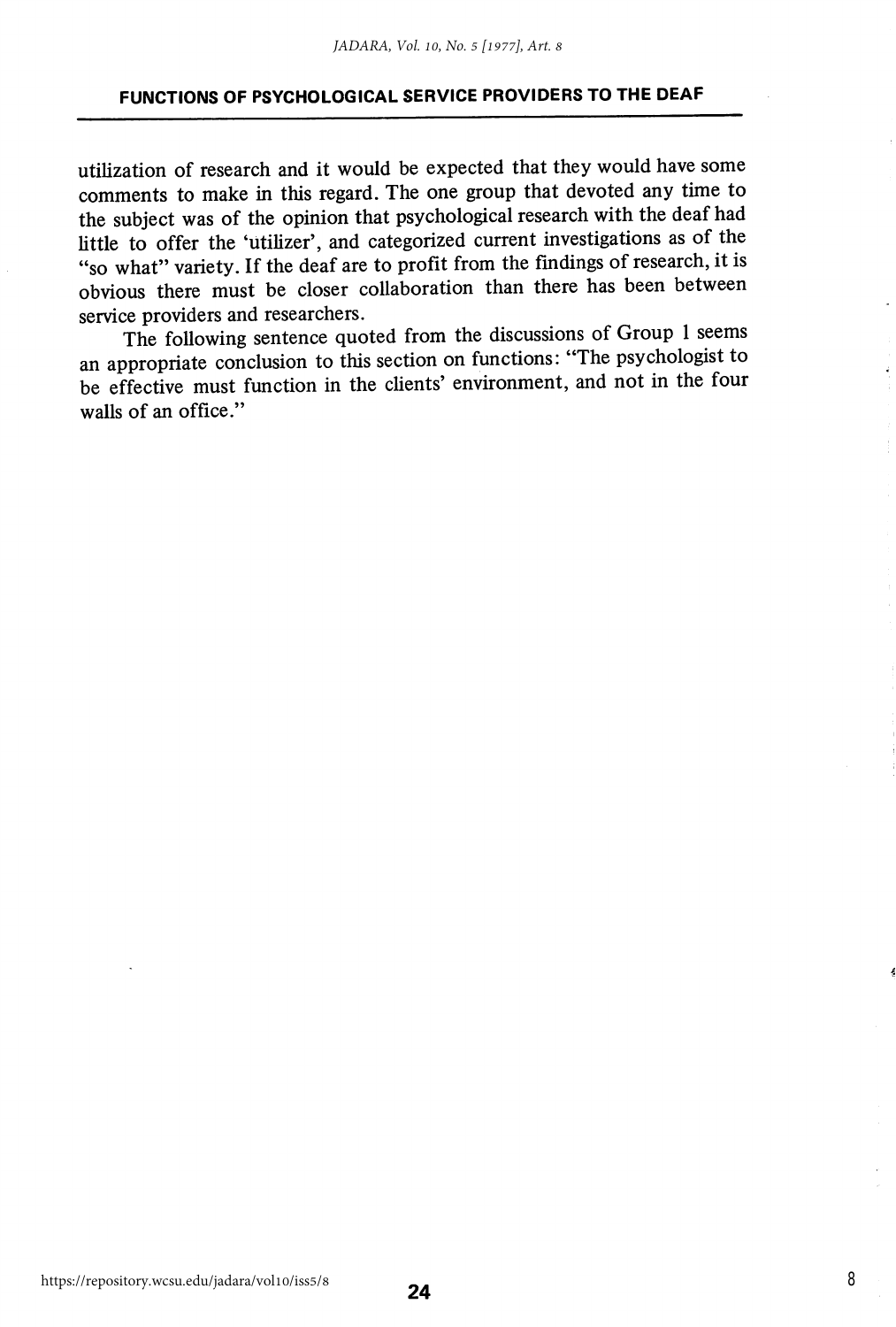utilization of research and it would be expected that they would have some comments to make in this regard. The one group that devoted any time to the subject was of the opinion that psychological research with the deaf had little to offer the 'utilizer', and categorized current investigations as of the "so what" variety. If the deaf are to profit from the findings of research, it is obvious there must be closer collaboration than there has been between service providers and researchers.

The following sentence quoted from the discussions of Group 1 seems an appropriate conclusion to this section on functions: "The psychologist to be effective must function in the clients' environment, and not in the four walls of an office."